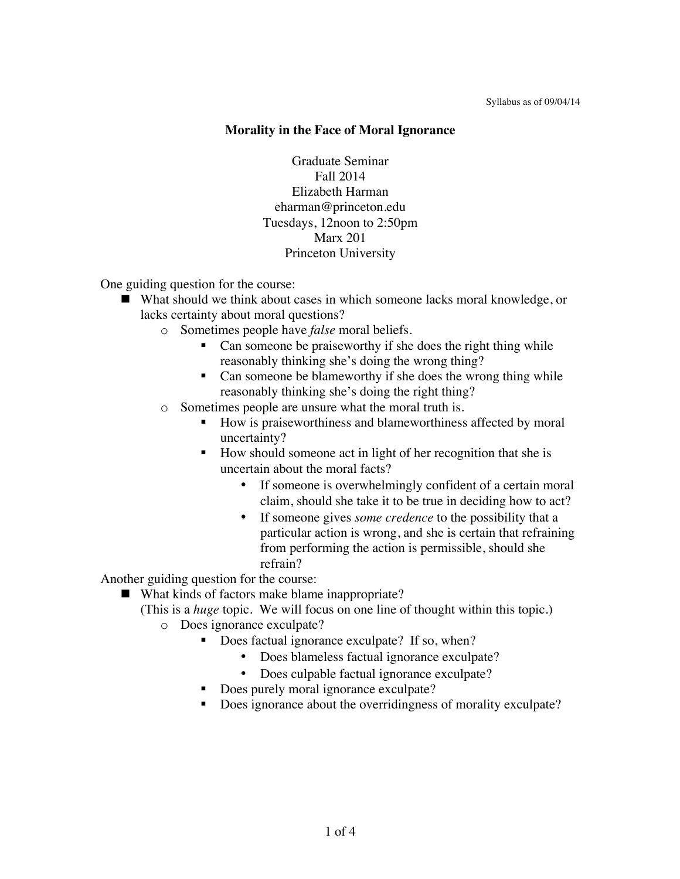Syllabus as of 09/04/14

# Morality in the Face of Moral Ignorance

Graduate Seminar
Fall 2014
Elizabeth Harman
eharman@princeton.edu
Tuesdays, 12noon to 2:50pm
Marx 201
Princeton University

One guiding question for the course:

- What should we think about cases in which someone lacks moral knowledge, or lacks certainty about moral questions?
  - Sometimes people have *false* moral beliefs.
    - Can someone be praiseworthy if she does the right thing while reasonably thinking she's doing the wrong thing?
    - Can someone be blameworthy if she does the wrong thing while reasonably thinking she's doing the right thing?
  - Sometimes people are unsure what the moral truth is.
    - How is praiseworthiness and blameworthiness affected by moral uncertainty?
    - How should someone act in light of her recognition that she is uncertain about the moral facts?
      - If someone is overwhelmingly confident of a certain moral claim, should she take it to be true in deciding how to act?
      - If someone gives *some credence* to the possibility that a particular action is wrong, and she is certain that refraining from performing the action is permissible, should she refrain?

Another guiding question for the course:

- What kinds of factors make blame inappropriate?
  (This is a *huge* topic. We will focus on one line of thought within this topic.)
  - Does ignorance exculpate?
    - Does factual ignorance exculpate? If so, when?
      - Does blameless factual ignorance exculpate?
      - Does culpable factual ignorance exculpate?
    - Does purely moral ignorance exculpate?
    - Does ignorance about the overridingness of morality exculpate?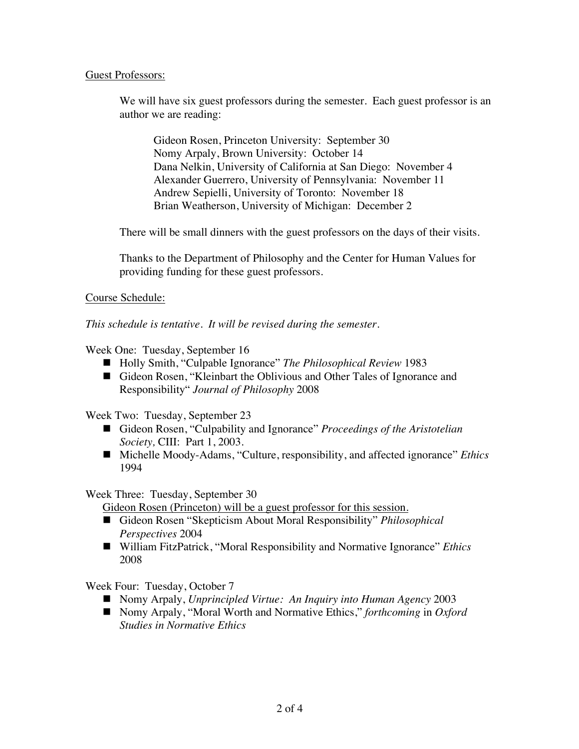Guest Professors:

We will have six guest professors during the semester. Each guest professor is an author we are reading:

Gideon Rosen, Princeton University: September 30
Nomy Arpaly, Brown University: October 14
Dana Nelkin, University of California at San Diego: November 4
Alexander Guerrero, University of Pennsylvania: November 11
Andrew Sepielli, University of Toronto: November 18
Brian Weatherson, University of Michigan: December 2

There will be small dinners with the guest professors on the days of their visits.

Thanks to the Department of Philosophy and the Center for Human Values for providing funding for these guest professors.

Course Schedule:

*This schedule is tentative. It will be revised during the semester.*

Week One: Tuesday, September 16

- Holly Smith, "Culpable Ignorance" *The Philosophical Review* 1983
- Gideon Rosen, "Kleinbart the Oblivious and Other Tales of Ignorance and Responsibility" *Journal of Philosophy* 2008

Week Two: Tuesday, September 23

- Gideon Rosen, "Culpability and Ignorance" *Proceedings of the Aristotelian Society,* CIII: Part 1, 2003.
- Michelle Moody-Adams, "Culture, responsibility, and affected ignorance" *Ethics* 1994

Week Three: Tuesday, September 30

Gideon Rosen (Princeton) will be a guest professor for this session.

- Gideon Rosen "Skepticism About Moral Responsibility" *Philosophical Perspectives* 2004
- William FitzPatrick, "Moral Responsibility and Normative Ignorance" *Ethics* 2008

Week Four: Tuesday, October 7

- Nomy Arpaly, *Unprincipled Virtue: An Inquiry into Human Agency* 2003
- Nomy Arpaly, "Moral Worth and Normative Ethics," *forthcoming* in *Oxford Studies in Normative Ethics*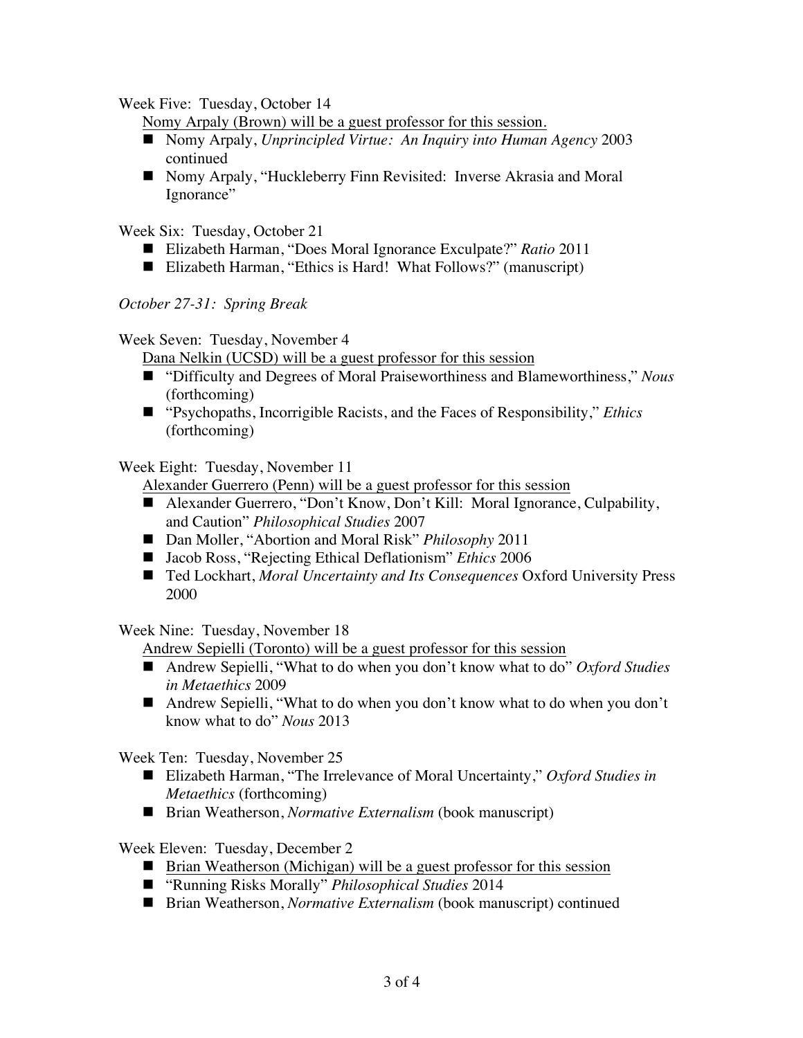Week Five: Tuesday, October 14

<u>Nomy Arpaly (Brown) will be a guest professor for this session.</u>

- Nomy Arpaly, *Unprincipled Virtue: An Inquiry into Human Agency* 2003 continued
- Nomy Arpaly, "Huckleberry Finn Revisited: Inverse Akrasia and Moral Ignorance"

Week Six: Tuesday, October 21

- Elizabeth Harman, "Does Moral Ignorance Exculpate?" *Ratio* 2011
- Elizabeth Harman, "Ethics is Hard! What Follows?" (manuscript)

*October 27-31: Spring Break*

Week Seven: Tuesday, November 4

<u>Dana Nelkin (UCSD) will be a guest professor for this session</u>

- "Difficulty and Degrees of Moral Praiseworthiness and Blameworthiness," *Nous* (forthcoming)
- "Psychopaths, Incorrigible Racists, and the Faces of Responsibility," *Ethics* (forthcoming)

Week Eight: Tuesday, November 11

<u>Alexander Guerrero (Penn) will be a guest professor for this session</u>

- Alexander Guerrero, "Don't Know, Don't Kill: Moral Ignorance, Culpability, and Caution" *Philosophical Studies* 2007
- Dan Moller, "Abortion and Moral Risk" *Philosophy* 2011
- Jacob Ross, "Rejecting Ethical Deflationism" *Ethics* 2006
- Ted Lockhart, *Moral Uncertainty and Its Consequences* Oxford University Press 2000

Week Nine: Tuesday, November 18

<u>Andrew Sepielli (Toronto) will be a guest professor for this session</u>

- Andrew Sepielli, "What to do when you don't know what to do" *Oxford Studies in Metaethics* 2009
- Andrew Sepielli, "What to do when you don't know what to do when you don't know what to do" *Nous* 2013

Week Ten: Tuesday, November 25

- Elizabeth Harman, "The Irrelevance of Moral Uncertainty," *Oxford Studies in Metaethics* (forthcoming)
- Brian Weatherson, *Normative Externalism* (book manuscript)

Week Eleven: Tuesday, December 2

- <u>Brian Weatherson (Michigan) will be a guest professor for this session</u>
- "Running Risks Morally" *Philosophical Studies* 2014
- Brian Weatherson, *Normative Externalism* (book manuscript) continued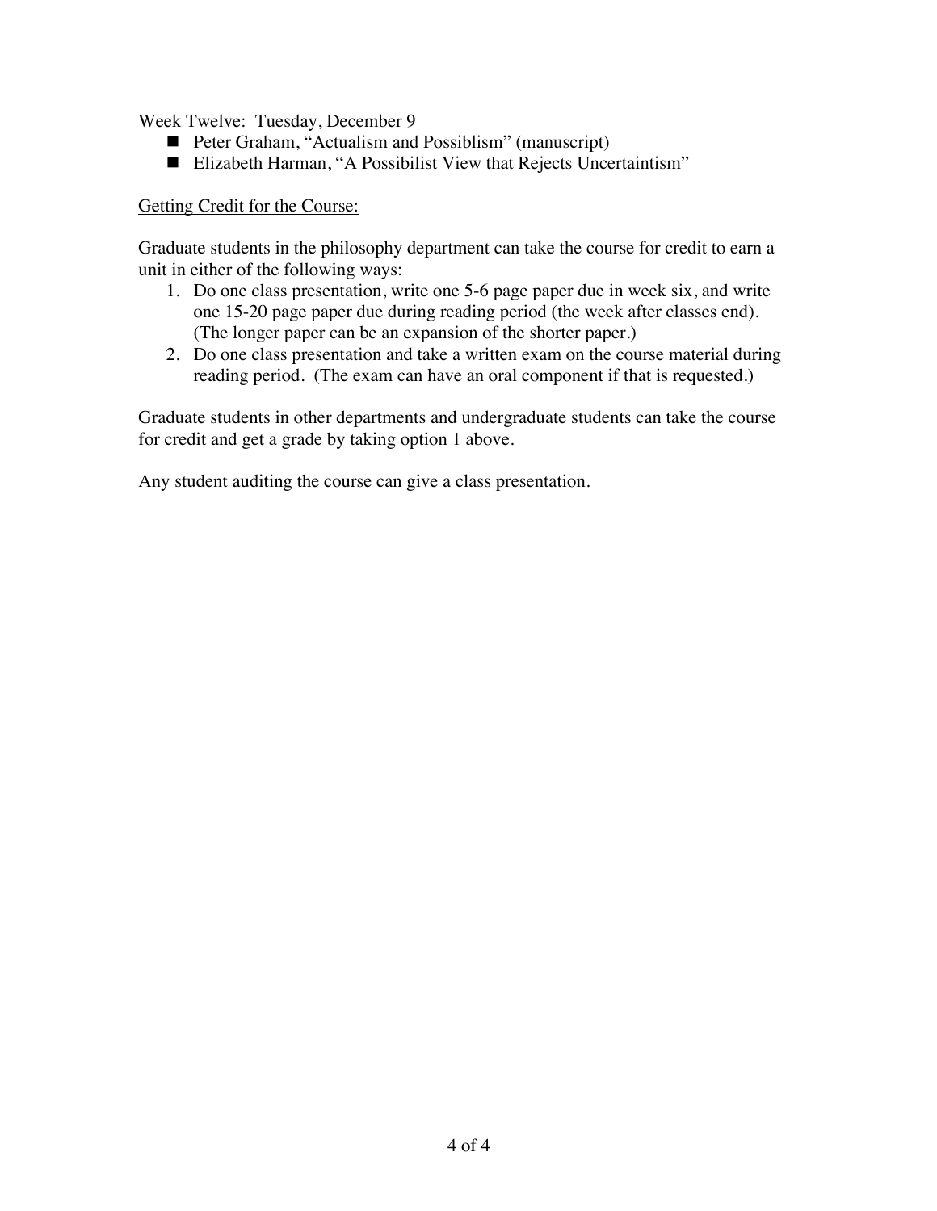Week Twelve: Tuesday, December 9

- Peter Graham, "Actualism and Possiblism" (manuscript)
- Elizabeth Harman, "A Possibilist View that Rejects Uncertaintism"

Getting Credit for the Course:

Graduate students in the philosophy department can take the course for credit to earn a unit in either of the following ways:

1. Do one class presentation, write one 5-6 page paper due in week six, and write one 15-20 page paper due during reading period (the week after classes end). (The longer paper can be an expansion of the shorter paper.)
2. Do one class presentation and take a written exam on the course material during reading period. (The exam can have an oral component if that is requested.)

Graduate students in other departments and undergraduate students can take the course for credit and get a grade by taking option 1 above.

Any student auditing the course can give a class presentation.